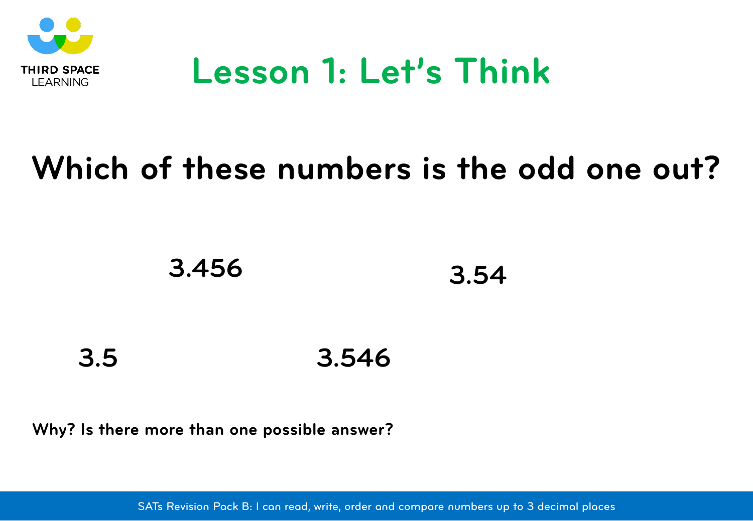# Lesson 1: Let's Think

## Which of these numbers is the odd one out?

3.456

3.54

3.5

3.546

**Why? Is there more than one possible answer?**

SATs Revision Pack B: I can read, write, order and compare numbers up to 3 decimal places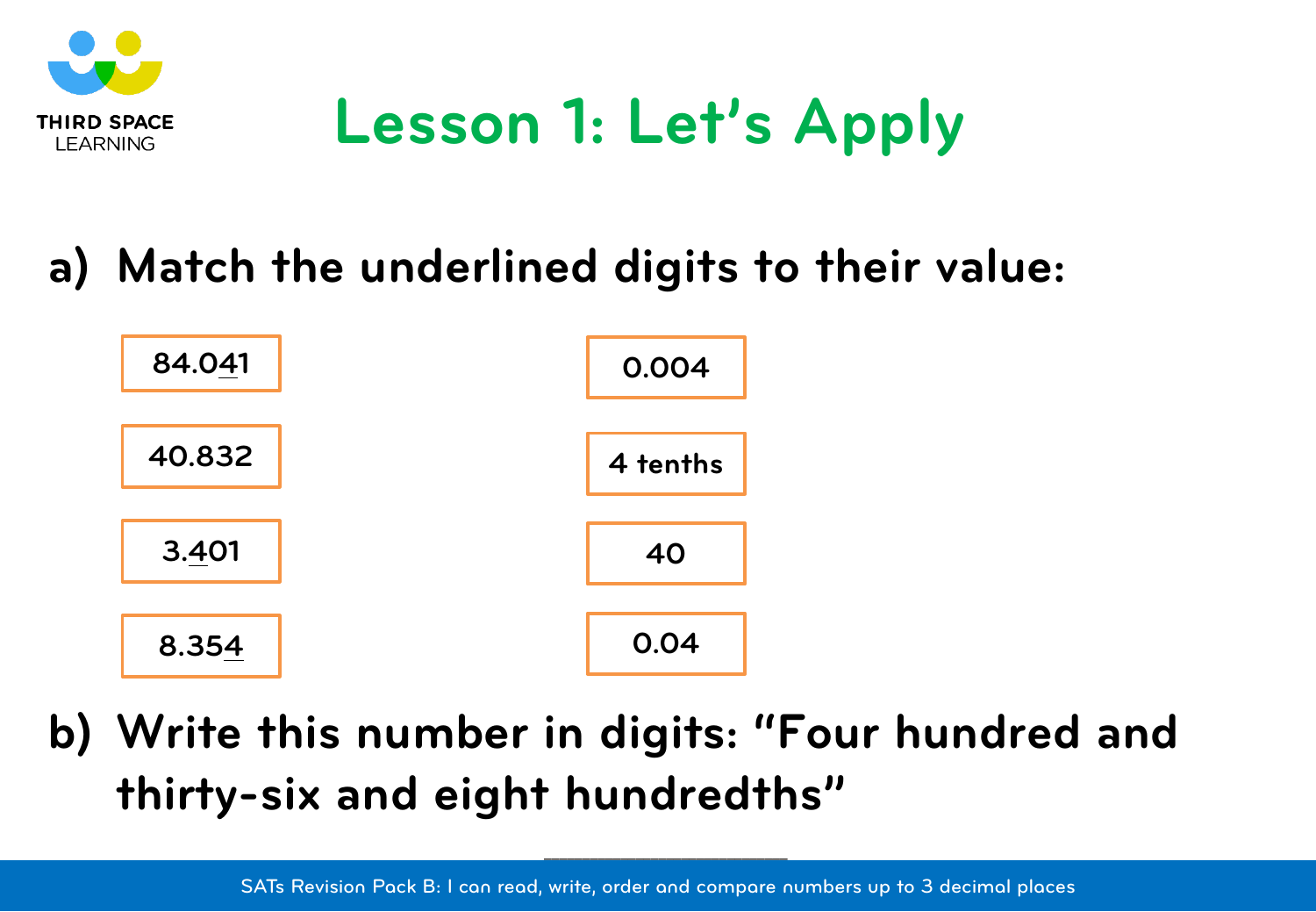# Lesson 1: Let's Apply

**a) Match the underlined digits to their value:**

| Number | Value |
|---|---|
| 84.0<u>4</u>1 | 0.004 |
| 40.832 | 4 tenths |
| 3.<u>4</u>01 | 40 |
| 8.35<u>4</u> | 0.04 |

**b) Write this number in digits: "Four hundred and thirty-six and eight hundredths"**

______________________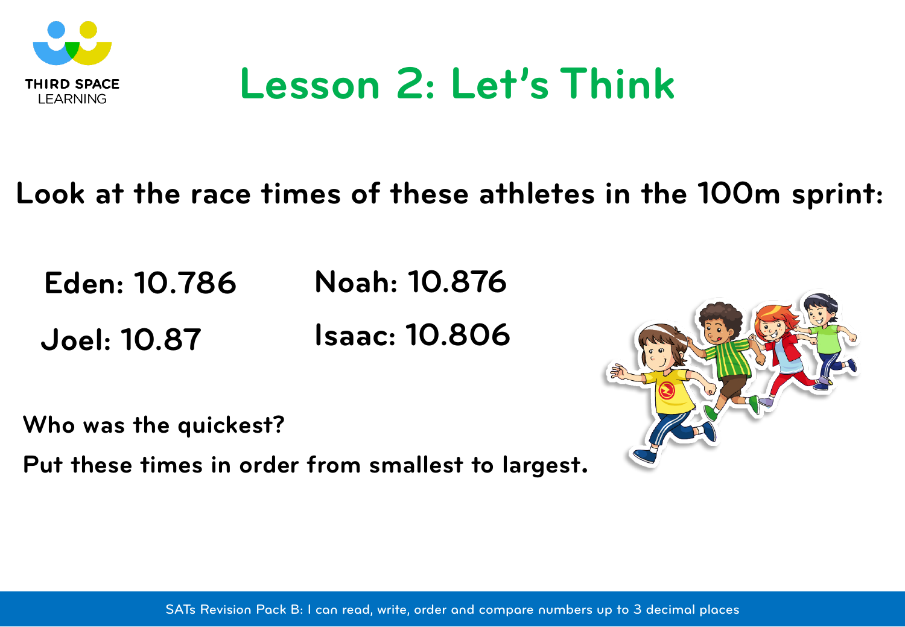# Lesson 2: Let's Think

**Look at the race times of these athletes in the 100m sprint:**

**Eden: 10.786**

**Noah: 10.876**

**Joel: 10.87**

**Isaac: 10.806**

**Who was the quickest?**

**Put these times in order from smallest to largest.**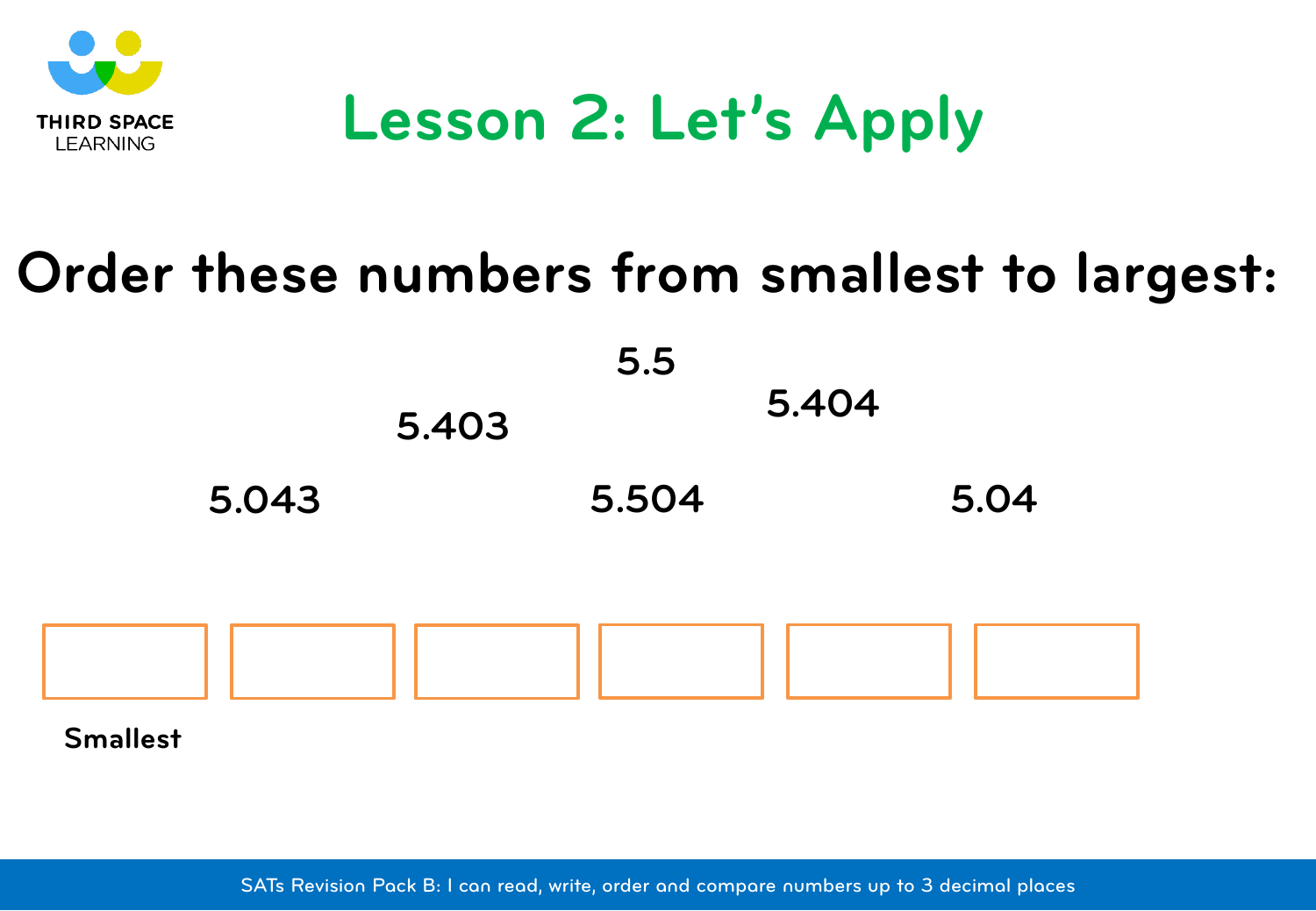# Lesson 2: Let's Apply

## Order these numbers from smallest to largest:

5.5

5.403

5.404

5.043

5.504

5.04

| | | | | | |
|---|---|---|---|---|---|
| | | | | | |

Smallest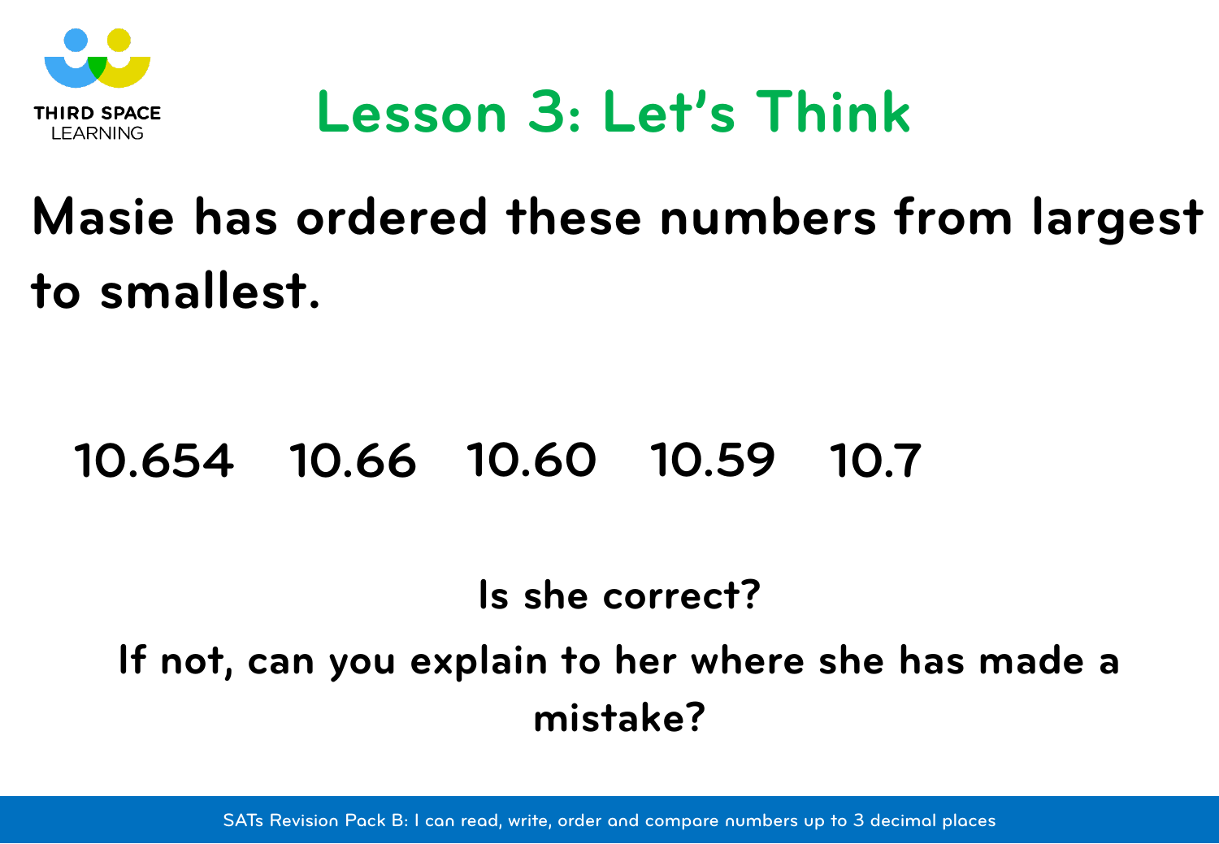# Lesson 3: Let's Think

## Masie has ordered these numbers from largest to smallest.

10.654 10.66 10.60 10.59 10.7

**Is she correct?**

**If not, can you explain to her where she has made a mistake?**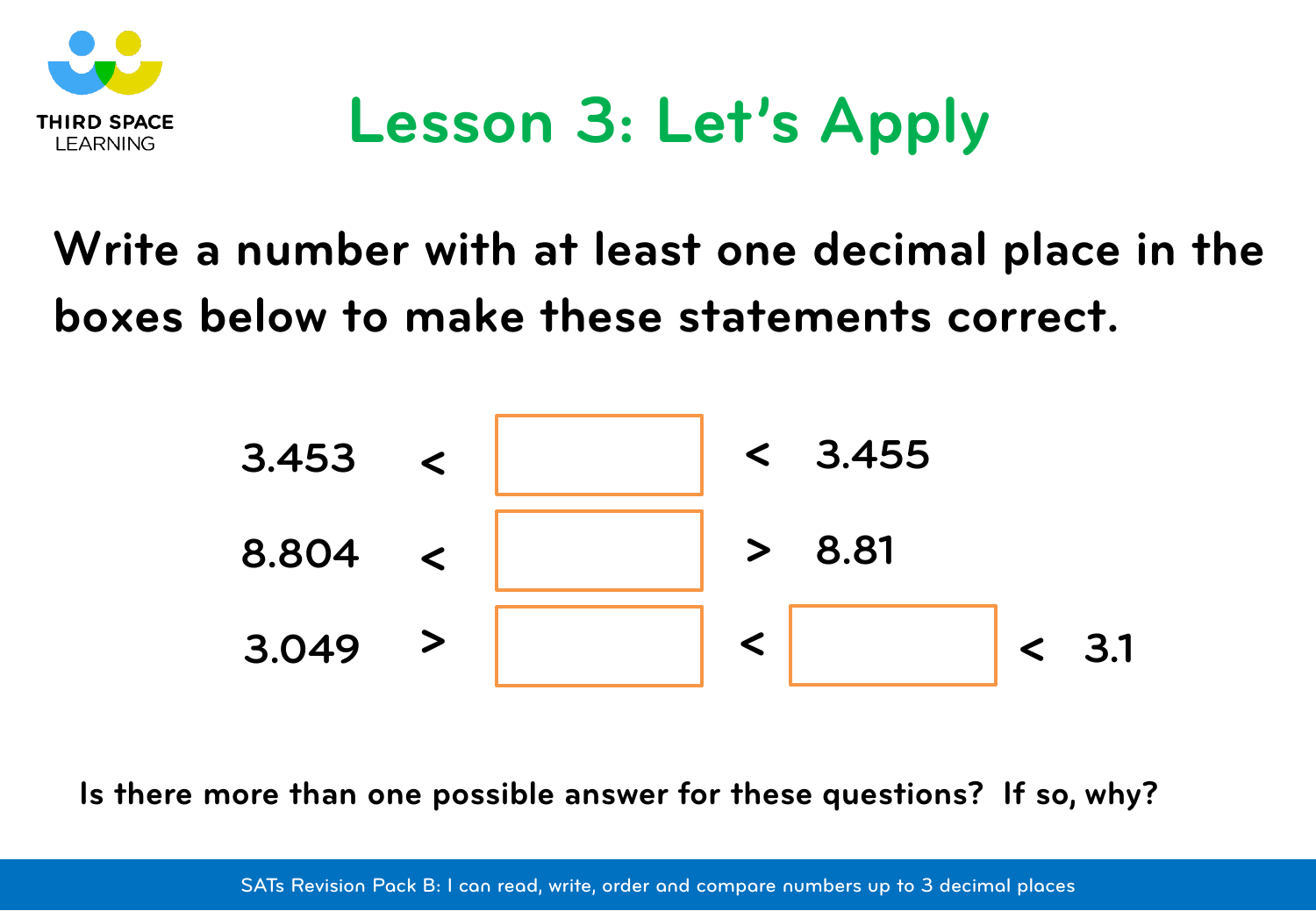# Lesson 3: Let's Apply

**Write a number with at least one decimal place in the boxes below to make these statements correct.**

$3.453 < \square < 3.455$

$8.804 < \square > 8.81$

$3.049 > \square < \square < 3.1$

**Is there more than one possible answer for these questions? If so, why?**